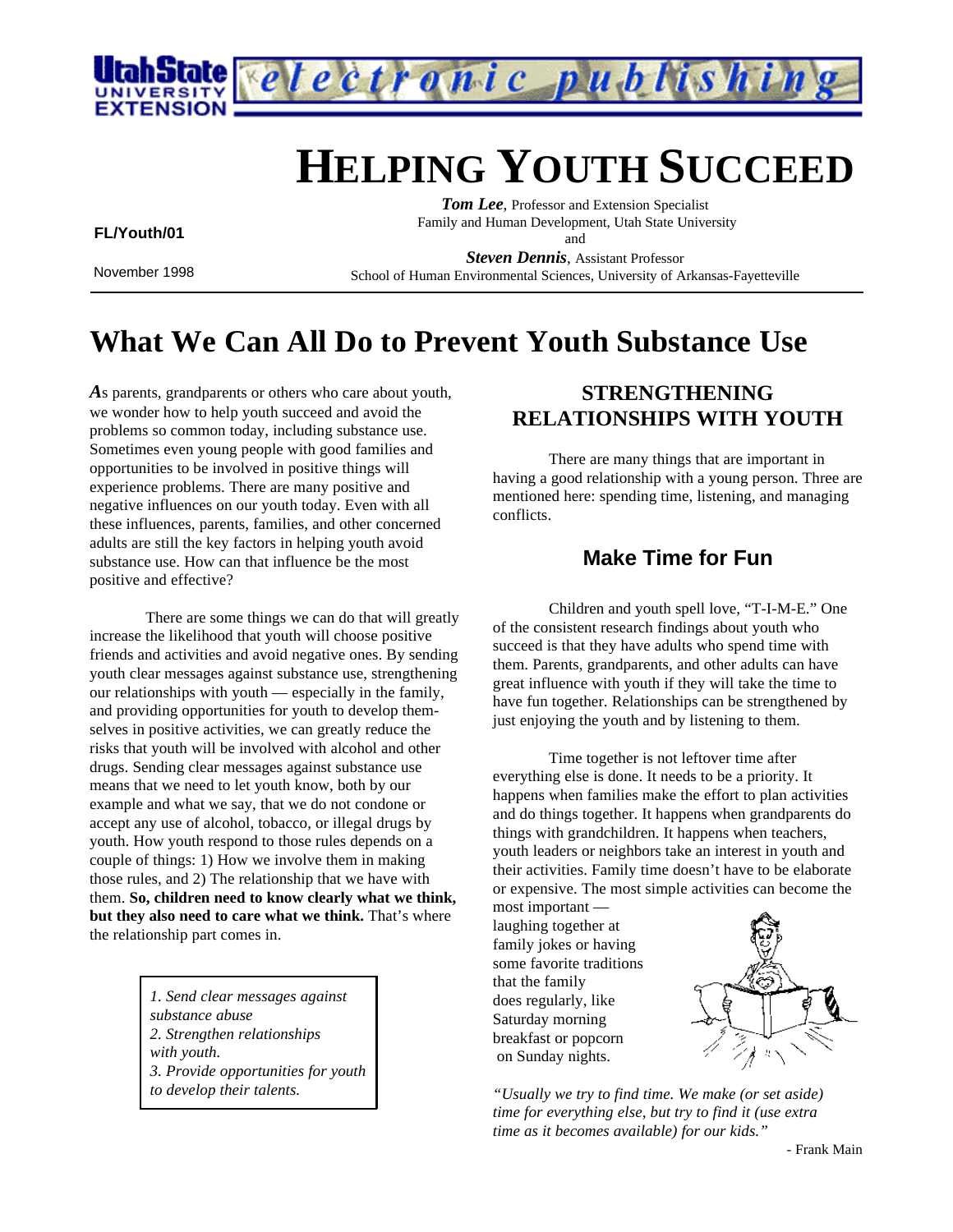# HELPING YOUTH SUCCEED

FL/Youth/01

November 1998

***Tom Lee***, Professor and Extension Specialist
Family and Human Development, Utah State University
and
***Steven Dennis***, Assistant Professor
School of Human Environmental Sciences, University of Arkansas-Fayetteville

## What We Can All Do to Prevent Youth Substance Use

*A*s parents, grandparents or others who care about youth, we wonder how to help youth succeed and avoid the problems so common today, including substance use. Sometimes even young people with good families and opportunities to be involved in positive things will experience problems. There are many positive and negative influences on our youth today. Even with all these influences, parents, families, and other concerned adults are still the key factors in helping youth avoid substance use. How can that influence be the most positive and effective?

There are some things we can do that will greatly increase the likelihood that youth will choose positive friends and activities and avoid negative ones. By sending youth clear messages against substance use, strengthening our relationships with youth — especially in the family, and providing opportunities for youth to develop themselves in positive activities, we can greatly reduce the risks that youth will be involved with alcohol and other drugs. Sending clear messages against substance use means that we need to let youth know, both by our example and what we say, that we do not condone or accept any use of alcohol, tobacco, or illegal drugs by youth. How youth respond to those rules depends on a couple of things: 1) How we involve them in making those rules, and 2) The relationship that we have with them. **So, children need to know clearly what we think, but they also need to care what we think.** That's where the relationship part comes in.

*1. Send clear messages against substance abuse*
*2. Strengthen relationships with youth.*
*3. Provide opportunities for youth to develop their talents.*

### STRENGTHENING RELATIONSHIPS WITH YOUTH

There are many things that are important in having a good relationship with a young person. Three are mentioned here: spending time, listening, and managing conflicts.

### Make Time for Fun

Children and youth spell love, "T-I-M-E." One of the consistent research findings about youth who succeed is that they have adults who spend time with them. Parents, grandparents, and other adults can have great influence with youth if they will take the time to have fun together. Relationships can be strengthened by just enjoying the youth and by listening to them.

Time together is not leftover time after everything else is done. It needs to be a priority. It happens when families make the effort to plan activities and do things together. It happens when grandparents do things with grandchildren. It happens when teachers, youth leaders or neighbors take an interest in youth and their activities. Family time doesn't have to be elaborate or expensive. The most simple activities can become the most important — laughing together at family jokes or having some favorite traditions that the family does regularly, like Saturday morning breakfast or popcorn on Sunday nights.

*"Usually we try to find time. We make (or set aside) time for everything else, but try to find it (use extra time as it becomes available) for our kids."*

\- Frank Main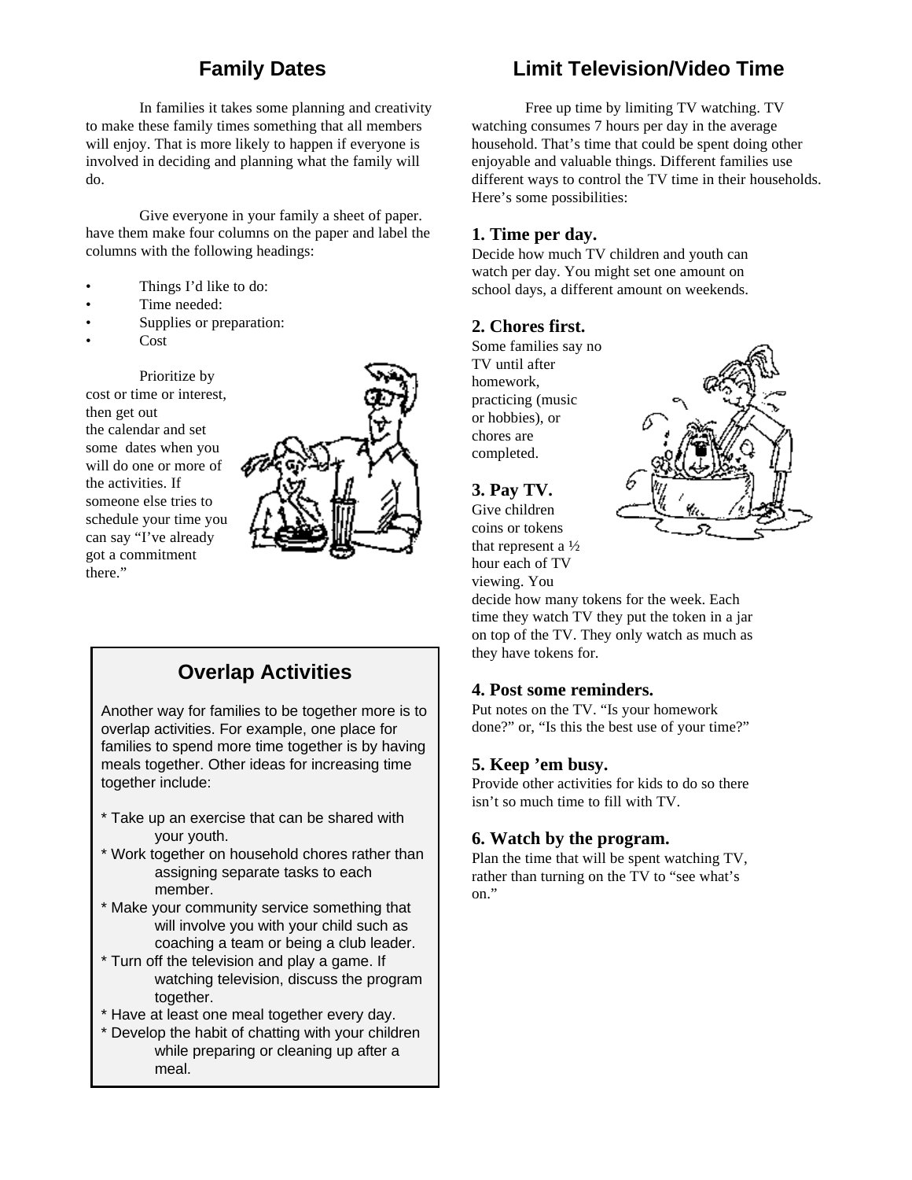## Family Dates

In families it takes some planning and creativity to make these family times something that all members will enjoy. That is more likely to happen if everyone is involved in deciding and planning what the family will do.

Give everyone in your family a sheet of paper. have them make four columns on the paper and label the columns with the following headings:

- Things I'd like to do:
- Time needed:
- Supplies or preparation:
- Cost

Prioritize by cost or time or interest, then get out the calendar and set some dates when you will do one or more of the activities. If someone else tries to schedule your time you can say "I've already got a commitment there."

## Overlap Activities

Another way for families to be together more is to overlap activities. For example, one place for families to spend more time together is by having meals together. Other ideas for increasing time together include:

* Take up an exercise that can be shared with your youth.
* Work together on household chores rather than assigning separate tasks to each member.
* Make your community service something that will involve you with your child such as coaching a team or being a club leader.
* Turn off the television and play a game. If watching television, discuss the program together.
* Have at least one meal together every day.
* Develop the habit of chatting with your children while preparing or cleaning up after a meal.

## Limit Television/Video Time

Free up time by limiting TV watching. TV watching consumes 7 hours per day in the average household. That's time that could be spent doing other enjoyable and valuable things. Different families use different ways to control the TV time in their households. Here's some possibilities:

**1. Time per day.**
Decide how much TV children and youth can watch per day. You might set one amount on school days, a different amount on weekends.

**2. Chores first.**
Some families say no TV until after homework, practicing (music or hobbies), or chores are completed.

**3. Pay TV.**
Give children coins or tokens that represent a ½ hour each of TV viewing. You decide how many tokens for the week. Each time they watch TV they put the token in a jar on top of the TV. They only watch as much as they have tokens for.

**4. Post some reminders.**
Put notes on the TV. "Is your homework done?" or, "Is this the best use of your time?"

**5. Keep 'em busy.**
Provide other activities for kids to do so there isn't so much time to fill with TV.

**6. Watch by the program.**
Plan the time that will be spent watching TV, rather than turning on the TV to "see what's on."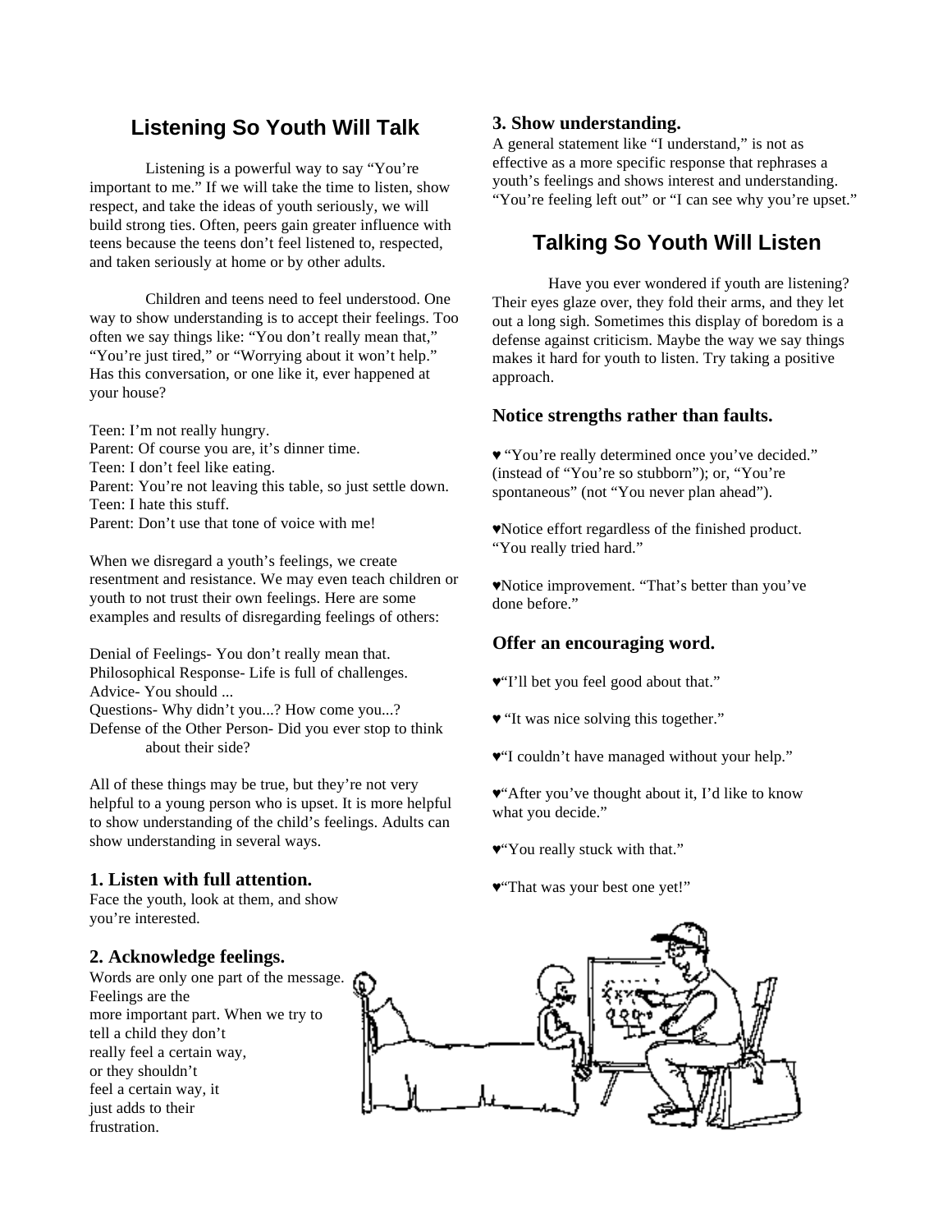## Listening So Youth Will Talk

Listening is a powerful way to say "You're important to me." If we will take the time to listen, show respect, and take the ideas of youth seriously, we will build strong ties. Often, peers gain greater influence with teens because the teens don't feel listened to, respected, and taken seriously at home or by other adults.

Children and teens need to feel understood. One way to show understanding is to accept their feelings. Too often we say things like: "You don't really mean that," "You're just tired," or "Worrying about it won't help." Has this conversation, or one like it, ever happened at your house?

Teen: I'm not really hungry.
Parent: Of course you are, it's dinner time.
Teen: I don't feel like eating.
Parent: You're not leaving this table, so just settle down.
Teen: I hate this stuff.
Parent: Don't use that tone of voice with me!

When we disregard a youth's feelings, we create resentment and resistance. We may even teach children or youth to not trust their own feelings. Here are some examples and results of disregarding feelings of others:

Denial of Feelings- You don't really mean that.
Philosophical Response- Life is full of challenges.
Advice- You should ...
Questions- Why didn't you...? How come you...?
Defense of the Other Person- Did you ever stop to think about their side?

All of these things may be true, but they're not very helpful to a young person who is upset. It is more helpful to show understanding of the child's feelings. Adults can show understanding in several ways.

### 1. Listen with full attention.

Face the youth, look at them, and show you're interested.

### 2. Acknowledge feelings.

Words are only one part of the message. Feelings are the more important part. When we try to tell a child they don't really feel a certain way, or they shouldn't feel a certain way, it just adds to their frustration.

### 3. Show understanding.

A general statement like "I understand," is not as effective as a more specific response that rephrases a youth's feelings and shows interest and understanding. "You're feeling left out" or "I can see why you're upset."

## Talking So Youth Will Listen

Have you ever wondered if youth are listening? Their eyes glaze over, they fold their arms, and they let out a long sigh. Sometimes this display of boredom is a defense against criticism. Maybe the way we say things makes it hard for youth to listen. Try taking a positive approach.

### Notice strengths rather than faults.

♥ "You're really determined once you've decided." (instead of "You're so stubborn"); or, "You're spontaneous" (not "You never plan ahead").

♥ Notice effort regardless of the finished product. "You really tried hard."

♥ Notice improvement. "That's better than you've done before."

### Offer an encouraging word.

♥ "I'll bet you feel good about that."

♥ "It was nice solving this together."

♥ "I couldn't have managed without your help."

♥ "After you've thought about it, I'd like to know what you decide."

♥ "You really stuck with that."

♥ "That was your best one yet!"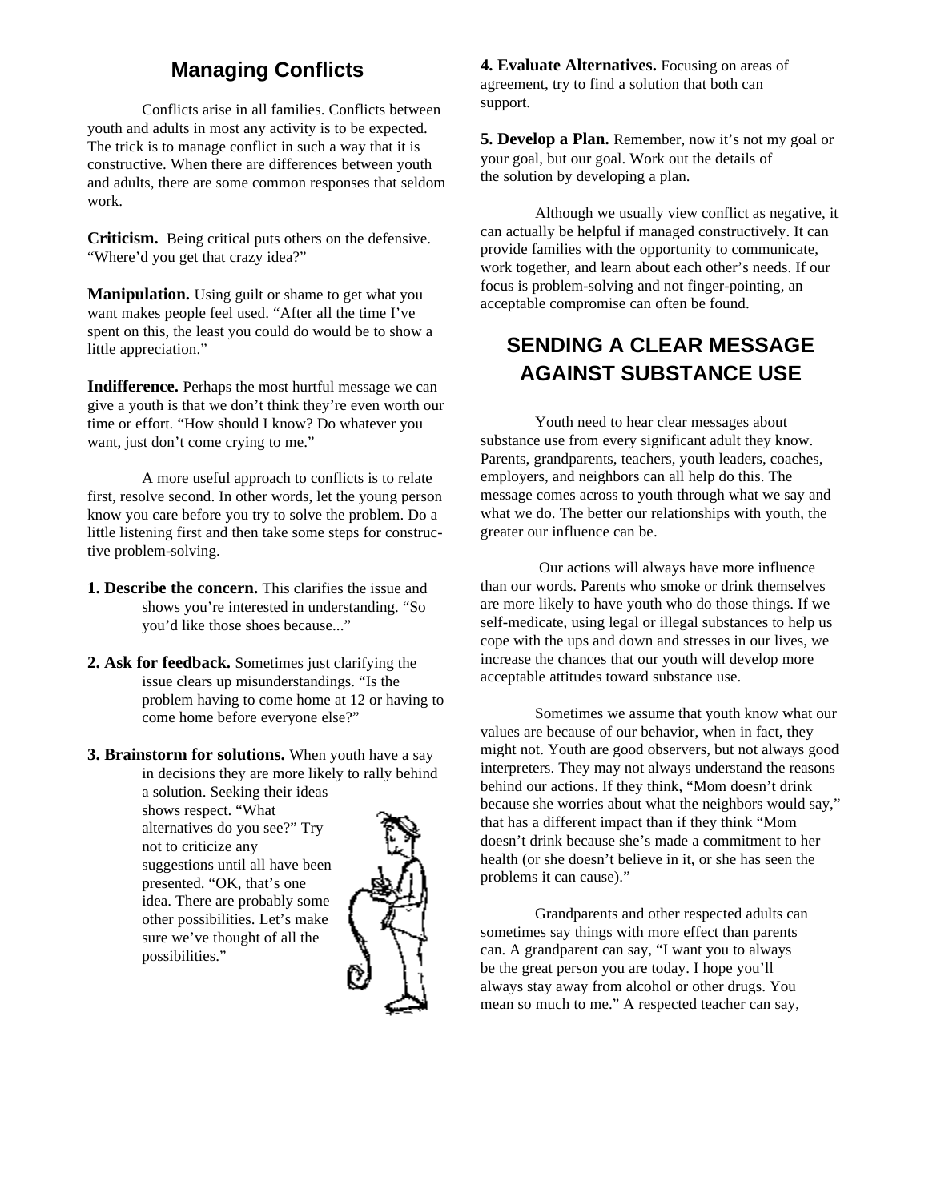## Managing Conflicts

Conflicts arise in all families. Conflicts between youth and adults in most any activity is to be expected. The trick is to manage conflict in such a way that it is constructive. When there are differences between youth and adults, there are some common responses that seldom work.

**Criticism.** Being critical puts others on the defensive. "Where'd you get that crazy idea?"

**Manipulation.** Using guilt or shame to get what you want makes people feel used. "After all the time I've spent on this, the least you could do would be to show a little appreciation."

**Indifference.** Perhaps the most hurtful message we can give a youth is that we don't think they're even worth our time or effort. "How should I know? Do whatever you want, just don't come crying to me."

A more useful approach to conflicts is to relate first, resolve second. In other words, let the young person know you care before you try to solve the problem. Do a little listening first and then take some steps for constructive problem-solving.

**1. Describe the concern.** This clarifies the issue and shows you're interested in understanding. "So you'd like those shoes because..."

**2. Ask for feedback.** Sometimes just clarifying the issue clears up misunderstandings. "Is the problem having to come home at 12 or having to come home before everyone else?"

**3. Brainstorm for solutions.** When youth have a say in decisions they are more likely to rally behind a solution. Seeking their ideas shows respect. "What alternatives do you see?" Try not to criticize any suggestions until all have been presented. "OK, that's one idea. There are probably some other possibilities. Let's make sure we've thought of all the possibilities."

**4. Evaluate Alternatives.** Focusing on areas of agreement, try to find a solution that both can support.

**5. Develop a Plan.** Remember, now it's not my goal or your goal, but our goal. Work out the details of the solution by developing a plan.

Although we usually view conflict as negative, it can actually be helpful if managed constructively. It can provide families with the opportunity to communicate, work together, and learn about each other's needs. If our focus is problem-solving and not finger-pointing, an acceptable compromise can often be found.

## SENDING A CLEAR MESSAGE AGAINST SUBSTANCE USE

Youth need to hear clear messages about substance use from every significant adult they know. Parents, grandparents, teachers, youth leaders, coaches, employers, and neighbors can all help do this. The message comes across to youth through what we say and what we do. The better our relationships with youth, the greater our influence can be.

Our actions will always have more influence than our words. Parents who smoke or drink themselves are more likely to have youth who do those things. If we self-medicate, using legal or illegal substances to help us cope with the ups and down and stresses in our lives, we increase the chances that our youth will develop more acceptable attitudes toward substance use.

Sometimes we assume that youth know what our values are because of our behavior, when in fact, they might not. Youth are good observers, but not always good interpreters. They may not always understand the reasons behind our actions. If they think, "Mom doesn't drink because she worries about what the neighbors would say," that has a different impact than if they think "Mom doesn't drink because she's made a commitment to her health (or she doesn't believe in it, or she has seen the problems it can cause)."

Grandparents and other respected adults can sometimes say things with more effect than parents can. A grandparent can say, "I want you to always be the great person you are today. I hope you'll always stay away from alcohol or other drugs. You mean so much to me." A respected teacher can say,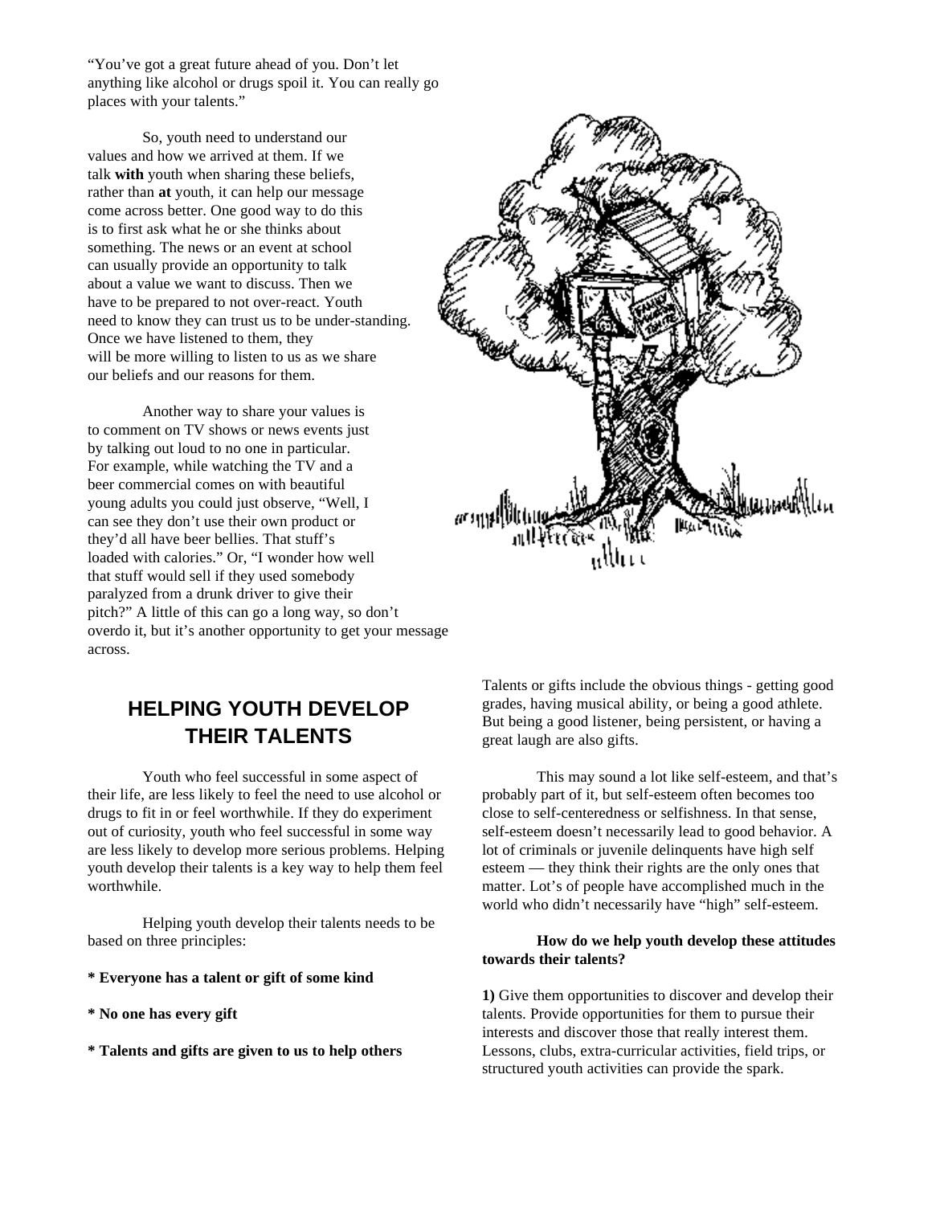"You've got a great future ahead of you. Don't let anything like alcohol or drugs spoil it. You can really go places with your talents."

So, youth need to understand our values and how we arrived at them. If we talk **with** youth when sharing these beliefs, rather than **at** youth, it can help our message come across better. One good way to do this is to first ask what he or she thinks about something. The news or an event at school can usually provide an opportunity to talk about a value we want to discuss. Then we have to be prepared to not over-react. Youth need to know they can trust us to be under-standing. Once we have listened to them, they will be more willing to listen to us as we share our beliefs and our reasons for them.

Another way to share your values is to comment on TV shows or news events just by talking out loud to no one in particular. For example, while watching the TV and a beer commercial comes on with beautiful young adults you could just observe, "Well, I can see they don't use their own product or they'd all have beer bellies. That stuff's loaded with calories." Or, "I wonder how well that stuff would sell if they used somebody paralyzed from a drunk driver to give their pitch?" A little of this can go a long way, so don't overdo it, but it's another opportunity to get your message across.

## HELPING YOUTH DEVELOP THEIR TALENTS

Youth who feel successful in some aspect of their life, are less likely to feel the need to use alcohol or drugs to fit in or feel worthwhile. If they do experiment out of curiosity, youth who feel successful in some way are less likely to develop more serious problems. Helping youth develop their talents is a key way to help them feel worthwhile.

Helping youth develop their talents needs to be based on three principles:

**\* Everyone has a talent or gift of some kind**

**\* No one has every gift**

**\* Talents and gifts are given to us to help others**

Talents or gifts include the obvious things - getting good grades, having musical ability, or being a good athlete. But being a good listener, being persistent, or having a great laugh are also gifts.

This may sound a lot like self-esteem, and that's probably part of it, but self-esteem often becomes too close to self-centeredness or selfishness. In that sense, self-esteem doesn't necessarily lead to good behavior. A lot of criminals or juvenile delinquents have high self esteem — they think their rights are the only ones that matter. Lot's of people have accomplished much in the world who didn't necessarily have "high" self-esteem.

**How do we help youth develop these attitudes towards their talents?**

**1)** Give them opportunities to discover and develop their talents. Provide opportunities for them to pursue their interests and discover those that really interest them. Lessons, clubs, extra-curricular activities, field trips, or structured youth activities can provide the spark.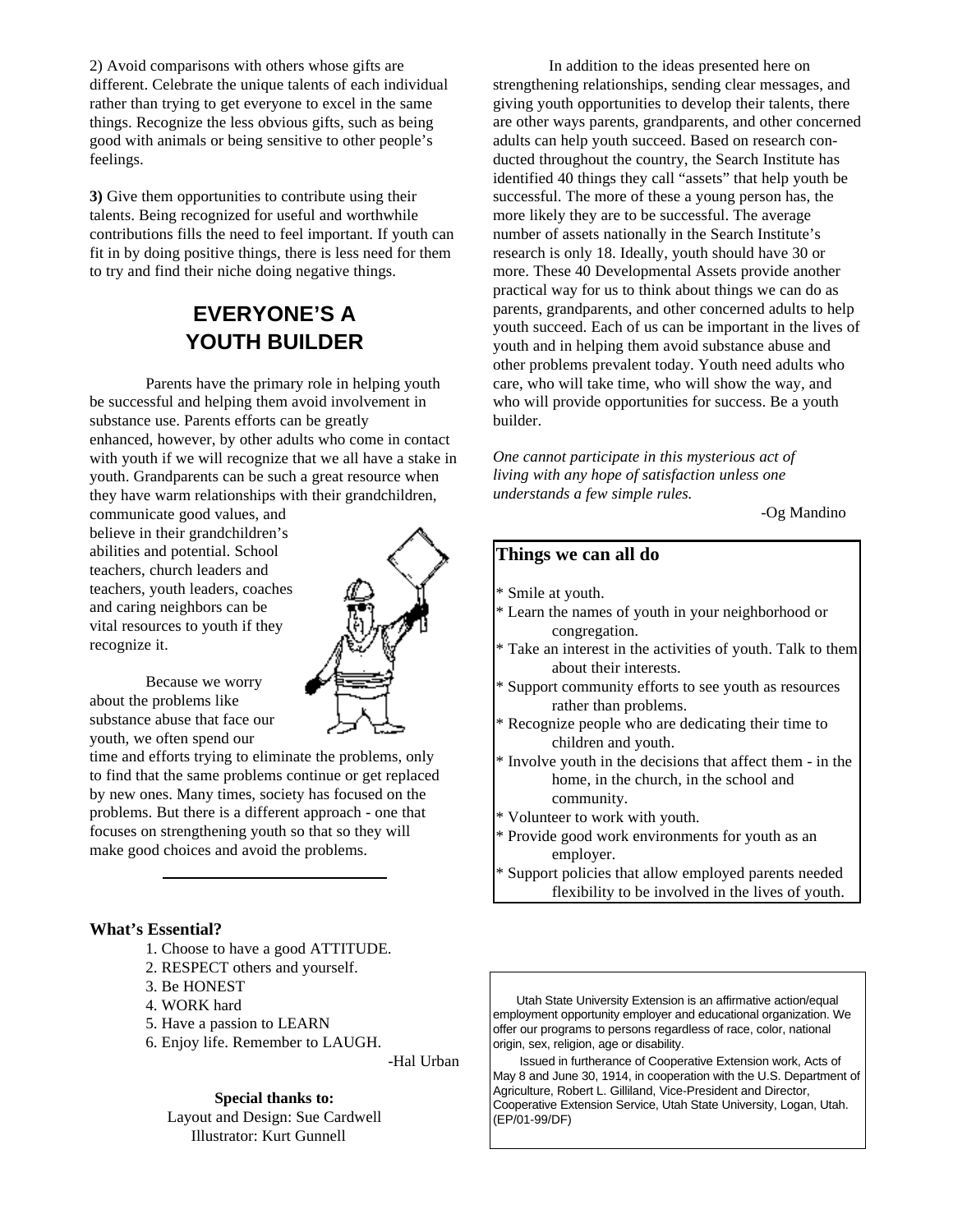2) Avoid comparisons with others whose gifts are different. Celebrate the unique talents of each individual rather than trying to get everyone to excel in the same things. Recognize the less obvious gifts, such as being good with animals or being sensitive to other people's feelings.

**3)** Give them opportunities to contribute using their talents. Being recognized for useful and worthwhile contributions fills the need to feel important. If youth can fit in by doing positive things, there is less need for them to try and find their niche doing negative things.

## EVERYONE'S A YOUTH BUILDER

Parents have the primary role in helping youth be successful and helping them avoid involvement in substance use. Parents efforts can be greatly enhanced, however, by other adults who come in contact with youth if we will recognize that we all have a stake in youth. Grandparents can be such a great resource when they have warm relationships with their grandchildren, communicate good values, and believe in their grandchildren's abilities and potential. School teachers, church leaders and teachers, youth leaders, coaches and caring neighbors can be vital resources to youth if they recognize it.

Because we worry about the problems like substance abuse that face our youth, we often spend our time and efforts trying to eliminate the problems, only to find that the same problems continue or get replaced by new ones. Many times, society has focused on the problems. But there is a different approach - one that focuses on strengthening youth so that so they will make good choices and avoid the problems.

**What's Essential?**

1. Choose to have a good ATTITUDE.
2. RESPECT others and yourself.
3. Be HONEST
4. WORK hard
5. Have a passion to LEARN
6. Enjoy life. Remember to LAUGH.

-Hal Urban

**Special thanks to:**
Layout and Design: Sue Cardwell
Illustrator: Kurt Gunnell

In addition to the ideas presented here on strengthening relationships, sending clear messages, and giving youth opportunities to develop their talents, there are other ways parents, grandparents, and other concerned adults can help youth succeed. Based on research conducted throughout the country, the Search Institute has identified 40 things they call "assets" that help youth be successful. The more of these a young person has, the more likely they are to be successful. The average number of assets nationally in the Search Institute's research is only 18. Ideally, youth should have 30 or more. These 40 Developmental Assets provide another practical way for us to think about things we can do as parents, grandparents, and other concerned adults to help youth succeed. Each of us can be important in the lives of youth and in helping them avoid substance abuse and other problems prevalent today. Youth need adults who care, who will take time, who will show the way, and who will provide opportunities for success. Be a youth builder.

*One cannot participate in this mysterious act of living with any hope of satisfaction unless one understands a few simple rules.*

-Og Mandino

### Things we can all do

* Smile at youth.
* Learn the names of youth in your neighborhood or congregation.
* Take an interest in the activities of youth. Talk to them about their interests.
* Support community efforts to see youth as resources rather than problems.
* Recognize people who are dedicating their time to children and youth.
* Involve youth in the decisions that affect them - in the home, in the church, in the school and community.
* Volunteer to work with youth.
* Provide good work environments for youth as an employer.
* Support policies that allow employed parents needed flexibility to be involved in the lives of youth.

Utah State University Extension is an affirmative action/equal employment opportunity employer and educational organization. We offer our programs to persons regardless of race, color, national origin, sex, religion, age or disability.

Issued in furtherance of Cooperative Extension work, Acts of May 8 and June 30, 1914, in cooperation with the U.S. Department of Agriculture, Robert L. Gilliland, Vice-President and Director, Cooperative Extension Service, Utah State University, Logan, Utah. (EP/01-99/DF)